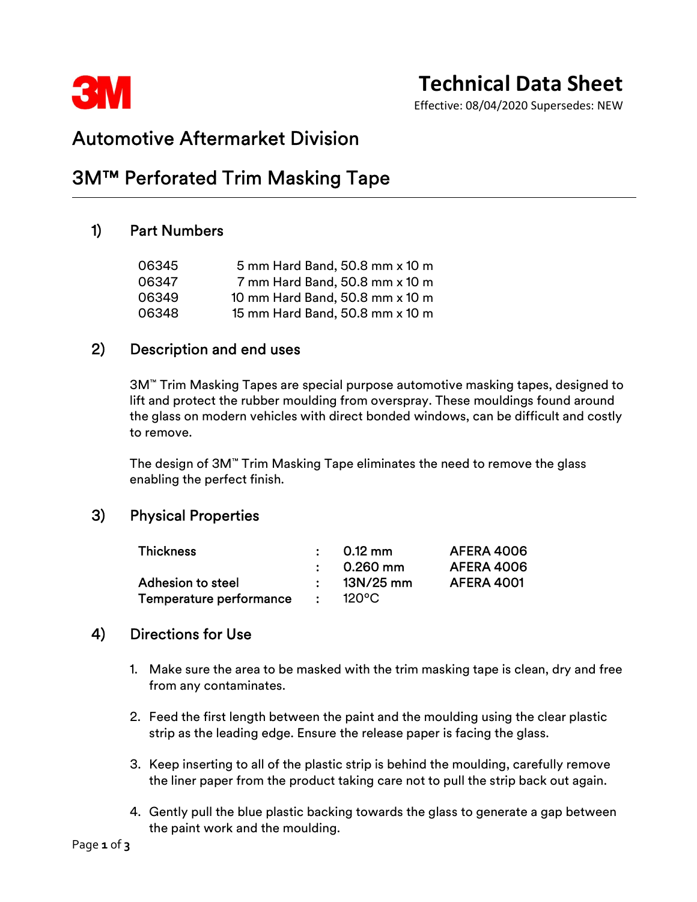3M

# Technical Data Sheet

Effective: 08/04/2020 Supersedes: NEW

## Automotive Aftermarket Division

## 3M™ Perforated Trim Masking Tape

### 1) Part Numbers

| | |
|---|---|
| 06345 | 5 mm Hard Band, 50.8 mm x 10 m |
| 06347 | 7 mm Hard Band, 50.8 mm x 10 m |
| 06349 | 10 mm Hard Band, 50.8 mm x 10 m |
| 06348 | 15 mm Hard Band, 50.8 mm x 10 m |

### 2) Description and end uses

3M™ Trim Masking Tapes are special purpose automotive masking tapes, designed to lift and protect the rubber moulding from overspray. These mouldings found around the glass on modern vehicles with direct bonded windows, can be difficult and costly to remove.

The design of 3M™ Trim Masking Tape eliminates the need to remove the glass enabling the perfect finish.

### 3) Physical Properties

| | | | |
|---|---|---|---|
| Thickness | : | 0.12 mm | AFERA 4006 |
| | : | 0.260 mm | AFERA 4006 |
| Adhesion to steel | : | 13N/25 mm | AFERA 4001 |
| Temperature performance | : | 120°C | |

### 4) Directions for Use

1. Make sure the area to be masked with the trim masking tape is clean, dry and free from any contaminates.
2. Feed the first length between the paint and the moulding using the clear plastic strip as the leading edge. Ensure the release paper is facing the glass.
3. Keep inserting to all of the plastic strip is behind the moulding, carefully remove the liner paper from the product taking care not to pull the strip back out again.
4. Gently pull the blue plastic backing towards the glass to generate a gap between the paint work and the moulding.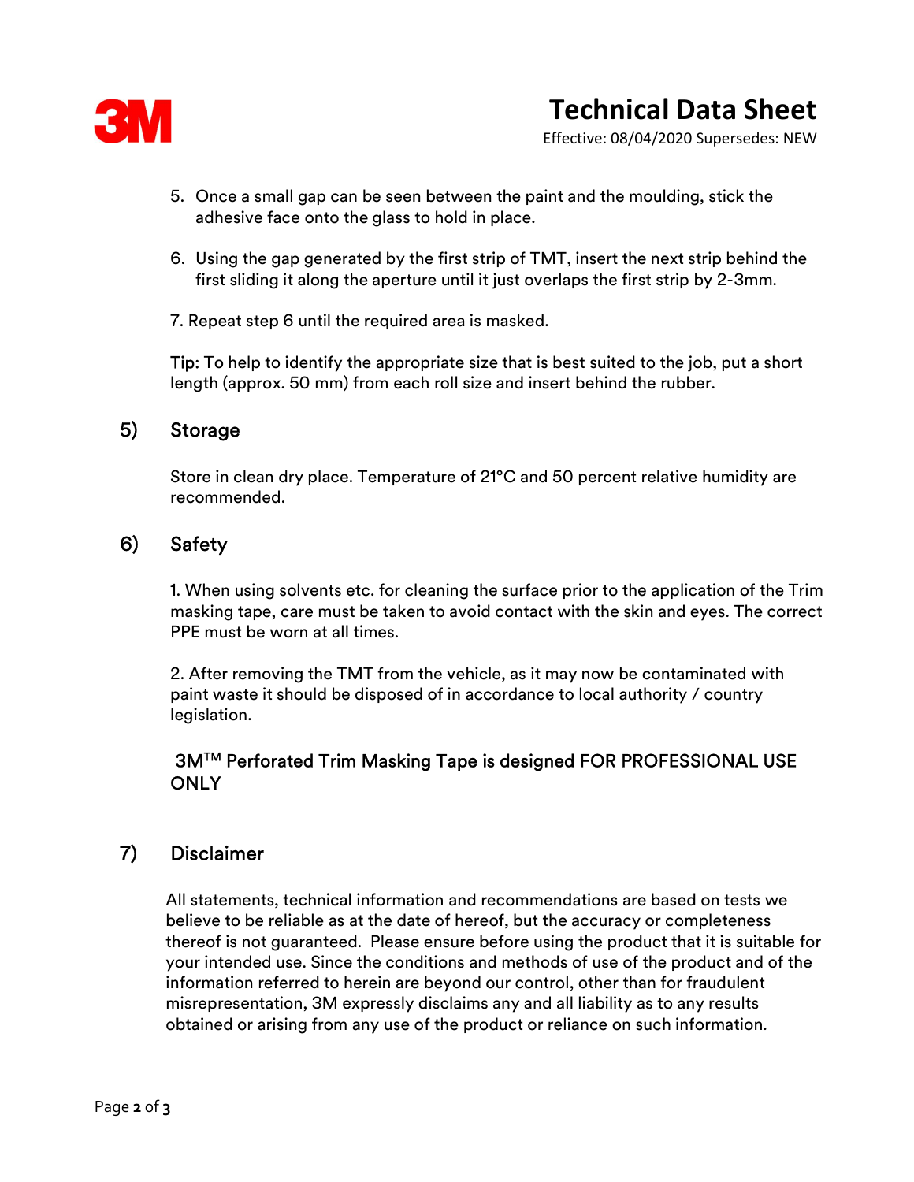5. Once a small gap can be seen between the paint and the moulding, stick the adhesive face onto the glass to hold in place.

6. Using the gap generated by the first strip of TMT, insert the next strip behind the first sliding it along the aperture until it just overlaps the first strip by 2-3mm.

7. Repeat step 6 until the required area is masked.

**Tip:** To help to identify the appropriate size that is best suited to the job, put a short length (approx. 50 mm) from each roll size and insert behind the rubber.

## 5) Storage

Store in clean dry place. Temperature of 21°C and 50 percent relative humidity are recommended.

## 6) Safety

1. When using solvents etc. for cleaning the surface prior to the application of the Trim masking tape, care must be taken to avoid contact with the skin and eyes. The correct PPE must be worn at all times.

2. After removing the TMT from the vehicle, as it may now be contaminated with paint waste it should be disposed of in accordance to local authority / country legislation.

**3M™ Perforated Trim Masking Tape is designed FOR PROFESSIONAL USE ONLY**

## 7) Disclaimer

All statements, technical information and recommendations are based on tests we believe to be reliable as at the date of hereof, but the accuracy or completeness thereof is not guaranteed. Please ensure before using the product that it is suitable for your intended use. Since the conditions and methods of use of the product and of the information referred to herein are beyond our control, other than for fraudulent misrepresentation, 3M expressly disclaims any and all liability as to any results obtained or arising from any use of the product or reliance on such information.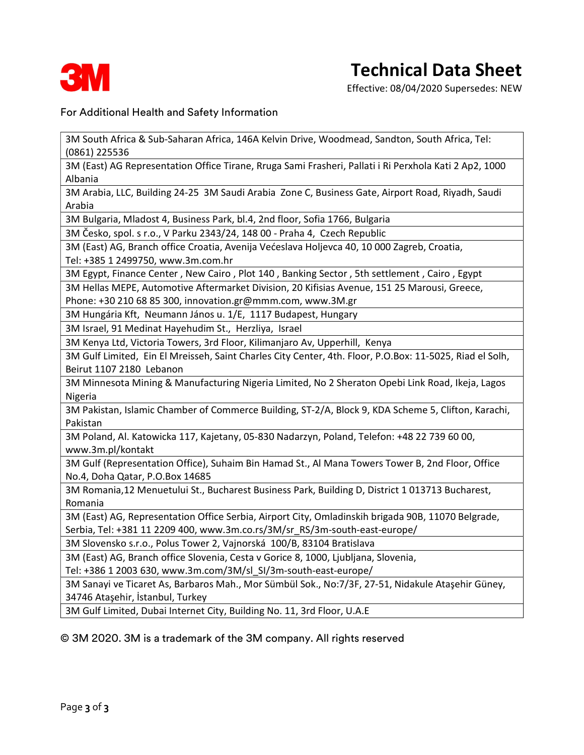# Technical Data Sheet

Effective: 08/04/2020 Supersedes: NEW

For Additional Health and Safety Information

| |
|---|
| 3M South Africa & Sub-Saharan Africa, 146A Kelvin Drive, Woodmead, Sandton, South Africa, Tel: (0861) 225536 |
| 3M (East) AG Representation Office Tirane, Rruga Sami Frasheri, Pallati i Ri Perxhola Kati 2 Ap2, 1000 Albania |
| 3M Arabia, LLC, Building 24-25 3M Saudi Arabia Zone C, Business Gate, Airport Road, Riyadh, Saudi Arabia |
| 3M Bulgaria, Mladost 4, Business Park, bl.4, 2nd floor, Sofia 1766, Bulgaria |
| 3M Česko, spol. s r.o., V Parku 2343/24, 148 00 - Praha 4, Czech Republic |
| 3M (East) AG, Branch office Croatia, Avenija Većeslava Holjevca 40, 10 000 Zagreb, Croatia, Tel: +385 1 2499750, www.3m.com.hr |
| 3M Egypt, Finance Center , New Cairo , Plot 140 , Banking Sector , 5th settlement , Cairo , Egypt |
| 3M Hellas MEPE, Automotive Aftermarket Division, 20 Kifisias Avenue, 151 25 Marousi, Greece, Phone: +30 210 68 85 300, innovation.gr@mmm.com, www.3M.gr |
| 3M Hungária Kft, Neumann János u. 1/E, 1117 Budapest, Hungary |
| 3M Israel, 91 Medinat Hayehudim St., Herzliya, Israel |
| 3M Kenya Ltd, Victoria Towers, 3rd Floor, Kilimanjaro Av, Upperhill, Kenya |
| 3M Gulf Limited, Ein El Mreisseh, Saint Charles City Center, 4th. Floor, P.O.Box: 11-5025, Riad el Solh, Beirut 1107 2180 Lebanon |
| 3M Minnesota Mining & Manufacturing Nigeria Limited, No 2 Sheraton Opebi Link Road, Ikeja, Lagos Nigeria |
| 3M Pakistan, Islamic Chamber of Commerce Building, ST-2/A, Block 9, KDA Scheme 5, Clifton, Karachi, Pakistan |
| 3M Poland, Al. Katowicka 117, Kajetany, 05-830 Nadarzyn, Poland, Telefon: +48 22 739 60 00, www.3m.pl/kontakt |
| 3M Gulf (Representation Office), Suhaim Bin Hamad St., Al Mana Towers Tower B, 2nd Floor, Office No.4, Doha Qatar, P.O.Box 14685 |
| 3M Romania,12 Menuetului St., Bucharest Business Park, Building D, District 1 013713 Bucharest, Romania |
| 3M (East) AG, Representation Office Serbia, Airport City, Omladinskih brigada 90B, 11070 Belgrade, Serbia, Tel: +381 11 2209 400, www.3m.co.rs/3M/sr_RS/3m-south-east-europe/ |
| 3M Slovensko s.r.o., Polus Tower 2, Vajnorská 100/B, 83104 Bratislava |
| 3M (East) AG, Branch office Slovenia, Cesta v Gorice 8, 1000, Ljubljana, Slovenia, Tel: +386 1 2003 630, www.3m.com/3M/sl_SI/3m-south-east-europe/ |
| 3M Sanayi ve Ticaret As, Barbaros Mah., Mor Sümbül Sok., No:7/3F, 27-51, Nidakule Ataşehir Güney, 34746 Ataşehir, İstanbul, Turkey |
| 3M Gulf Limited, Dubai Internet City, Building No. 11, 3rd Floor, U.A.E |

© 3M 2020. 3M is a trademark of the 3M company. All rights reserved